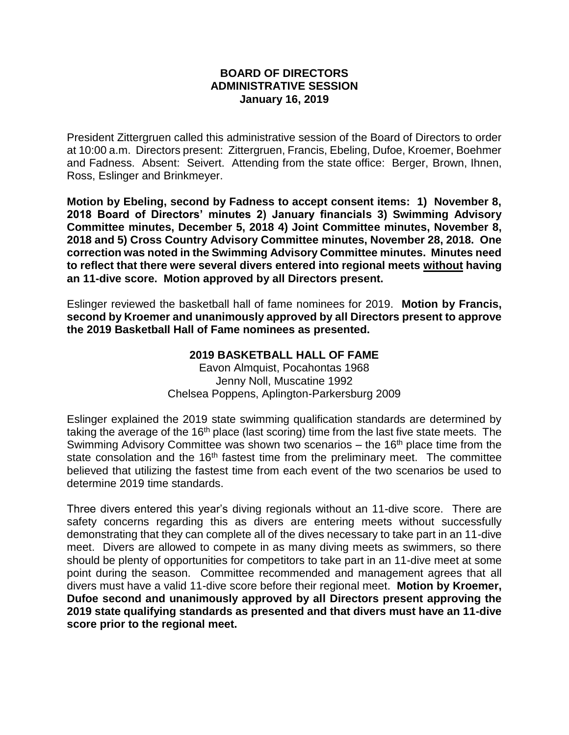# BOARD OF DIRECTORS
## ADMINISTRATIVE SESSION
### January 16, 2019

President Zittergruen called this administrative session of the Board of Directors to order at 10:00 a.m. Directors present: Zittergruen, Francis, Ebeling, Dufoe, Kroemer, Boehmer and Fadness. Absent: Seivert. Attending from the state office: Berger, Brown, Ihnen, Ross, Eslinger and Brinkmeyer.

**Motion by Ebeling, second by Fadness to accept consent items: 1) November 8, 2018 Board of Directors' minutes 2) January financials 3) Swimming Advisory Committee minutes, December 5, 2018 4) Joint Committee minutes, November 8, 2018 and 5) Cross Country Advisory Committee minutes, November 28, 2018. One correction was noted in the Swimming Advisory Committee minutes. Minutes need to reflect that there were several divers entered into regional meets <u>without</u> having an 11-dive score. Motion approved by all Directors present.**

Eslinger reviewed the basketball hall of fame nominees for 2019. **Motion by Francis, second by Kroemer and unanimously approved by all Directors present to approve the 2019 Basketball Hall of Fame nominees as presented.**

**2019 BASKETBALL HALL OF FAME**

Eavon Almquist, Pocahontas 1968
Jenny Noll, Muscatine 1992
Chelsea Poppens, Aplington-Parkersburg 2009

Eslinger explained the 2019 state swimming qualification standards are determined by taking the average of the 16th place (last scoring) time from the last five state meets. The Swimming Advisory Committee was shown two scenarios – the 16th place time from the state consolation and the 16th fastest time from the preliminary meet. The committee believed that utilizing the fastest time from each event of the two scenarios be used to determine 2019 time standards.

Three divers entered this year's diving regionals without an 11-dive score. There are safety concerns regarding this as divers are entering meets without successfully demonstrating that they can complete all of the dives necessary to take part in an 11-dive meet. Divers are allowed to compete in as many diving meets as swimmers, so there should be plenty of opportunities for competitors to take part in an 11-dive meet at some point during the season. Committee recommended and management agrees that all divers must have a valid 11-dive score before their regional meet. **Motion by Kroemer, Dufoe second and unanimously approved by all Directors present approving the 2019 state qualifying standards as presented and that divers must have an 11-dive score prior to the regional meet.**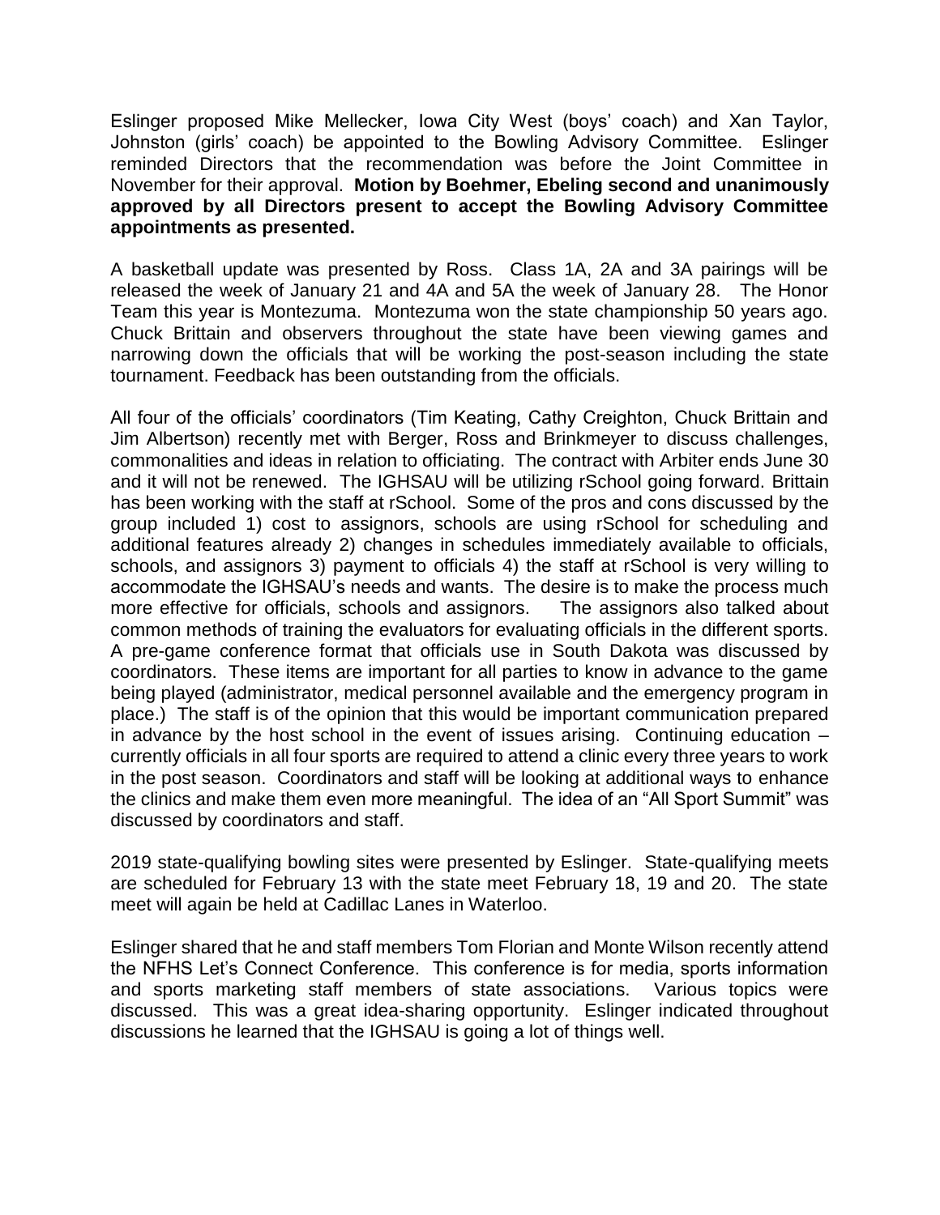Eslinger proposed Mike Mellecker, Iowa City West (boys' coach) and Xan Taylor, Johnston (girls' coach) be appointed to the Bowling Advisory Committee. Eslinger reminded Directors that the recommendation was before the Joint Committee in November for their approval. **Motion by Boehmer, Ebeling second and unanimously approved by all Directors present to accept the Bowling Advisory Committee appointments as presented.**

A basketball update was presented by Ross. Class 1A, 2A and 3A pairings will be released the week of January 21 and 4A and 5A the week of January 28. The Honor Team this year is Montezuma. Montezuma won the state championship 50 years ago. Chuck Brittain and observers throughout the state have been viewing games and narrowing down the officials that will be working the post-season including the state tournament. Feedback has been outstanding from the officials.

All four of the officials' coordinators (Tim Keating, Cathy Creighton, Chuck Brittain and Jim Albertson) recently met with Berger, Ross and Brinkmeyer to discuss challenges, commonalities and ideas in relation to officiating. The contract with Arbiter ends June 30 and it will not be renewed. The IGHSAU will be utilizing rSchool going forward. Brittain has been working with the staff at rSchool. Some of the pros and cons discussed by the group included 1) cost to assignors, schools are using rSchool for scheduling and additional features already 2) changes in schedules immediately available to officials, schools, and assignors 3) payment to officials 4) the staff at rSchool is very willing to accommodate the IGHSAU's needs and wants. The desire is to make the process much more effective for officials, schools and assignors. The assignors also talked about common methods of training the evaluators for evaluating officials in the different sports. A pre-game conference format that officials use in South Dakota was discussed by coordinators. These items are important for all parties to know in advance to the game being played (administrator, medical personnel available and the emergency program in place.) The staff is of the opinion that this would be important communication prepared in advance by the host school in the event of issues arising. Continuing education – currently officials in all four sports are required to attend a clinic every three years to work in the post season. Coordinators and staff will be looking at additional ways to enhance the clinics and make them even more meaningful. The idea of an "All Sport Summit" was discussed by coordinators and staff.

2019 state-qualifying bowling sites were presented by Eslinger. State-qualifying meets are scheduled for February 13 with the state meet February 18, 19 and 20. The state meet will again be held at Cadillac Lanes in Waterloo.

Eslinger shared that he and staff members Tom Florian and Monte Wilson recently attend the NFHS Let's Connect Conference. This conference is for media, sports information and sports marketing staff members of state associations. Various topics were discussed. This was a great idea-sharing opportunity. Eslinger indicated throughout discussions he learned that the IGHSAU is going a lot of things well.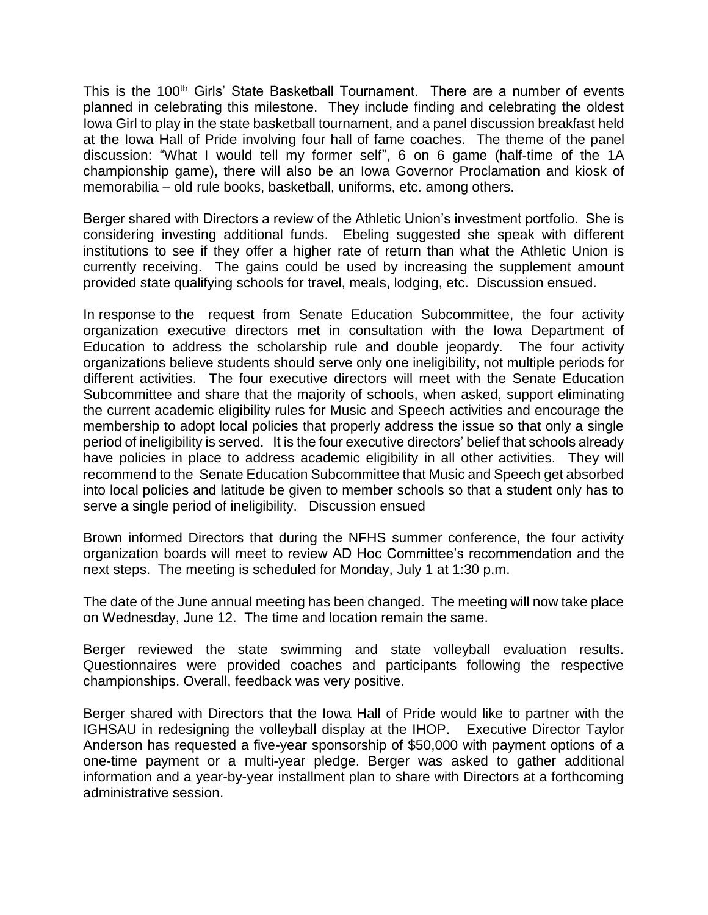This is the 100th Girls' State Basketball Tournament. There are a number of events planned in celebrating this milestone. They include finding and celebrating the oldest Iowa Girl to play in the state basketball tournament, and a panel discussion breakfast held at the Iowa Hall of Pride involving four hall of fame coaches. The theme of the panel discussion: "What I would tell my former self", 6 on 6 game (half-time of the 1A championship game), there will also be an Iowa Governor Proclamation and kiosk of memorabilia – old rule books, basketball, uniforms, etc. among others.

Berger shared with Directors a review of the Athletic Union's investment portfolio. She is considering investing additional funds. Ebeling suggested she speak with different institutions to see if they offer a higher rate of return than what the Athletic Union is currently receiving. The gains could be used by increasing the supplement amount provided state qualifying schools for travel, meals, lodging, etc. Discussion ensued.

In response to the request from Senate Education Subcommittee, the four activity organization executive directors met in consultation with the Iowa Department of Education to address the scholarship rule and double jeopardy. The four activity organizations believe students should serve only one ineligibility, not multiple periods for different activities. The four executive directors will meet with the Senate Education Subcommittee and share that the majority of schools, when asked, support eliminating the current academic eligibility rules for Music and Speech activities and encourage the membership to adopt local policies that properly address the issue so that only a single period of ineligibility is served. It is the four executive directors' belief that schools already have policies in place to address academic eligibility in all other activities. They will recommend to the Senate Education Subcommittee that Music and Speech get absorbed into local policies and latitude be given to member schools so that a student only has to serve a single period of ineligibility. Discussion ensued

Brown informed Directors that during the NFHS summer conference, the four activity organization boards will meet to review AD Hoc Committee's recommendation and the next steps. The meeting is scheduled for Monday, July 1 at 1:30 p.m.

The date of the June annual meeting has been changed. The meeting will now take place on Wednesday, June 12. The time and location remain the same.

Berger reviewed the state swimming and state volleyball evaluation results. Questionnaires were provided coaches and participants following the respective championships. Overall, feedback was very positive.

Berger shared with Directors that the Iowa Hall of Pride would like to partner with the IGHSAU in redesigning the volleyball display at the IHOP. Executive Director Taylor Anderson has requested a five-year sponsorship of $50,000 with payment options of a one-time payment or a multi-year pledge. Berger was asked to gather additional information and a year-by-year installment plan to share with Directors at a forthcoming administrative session.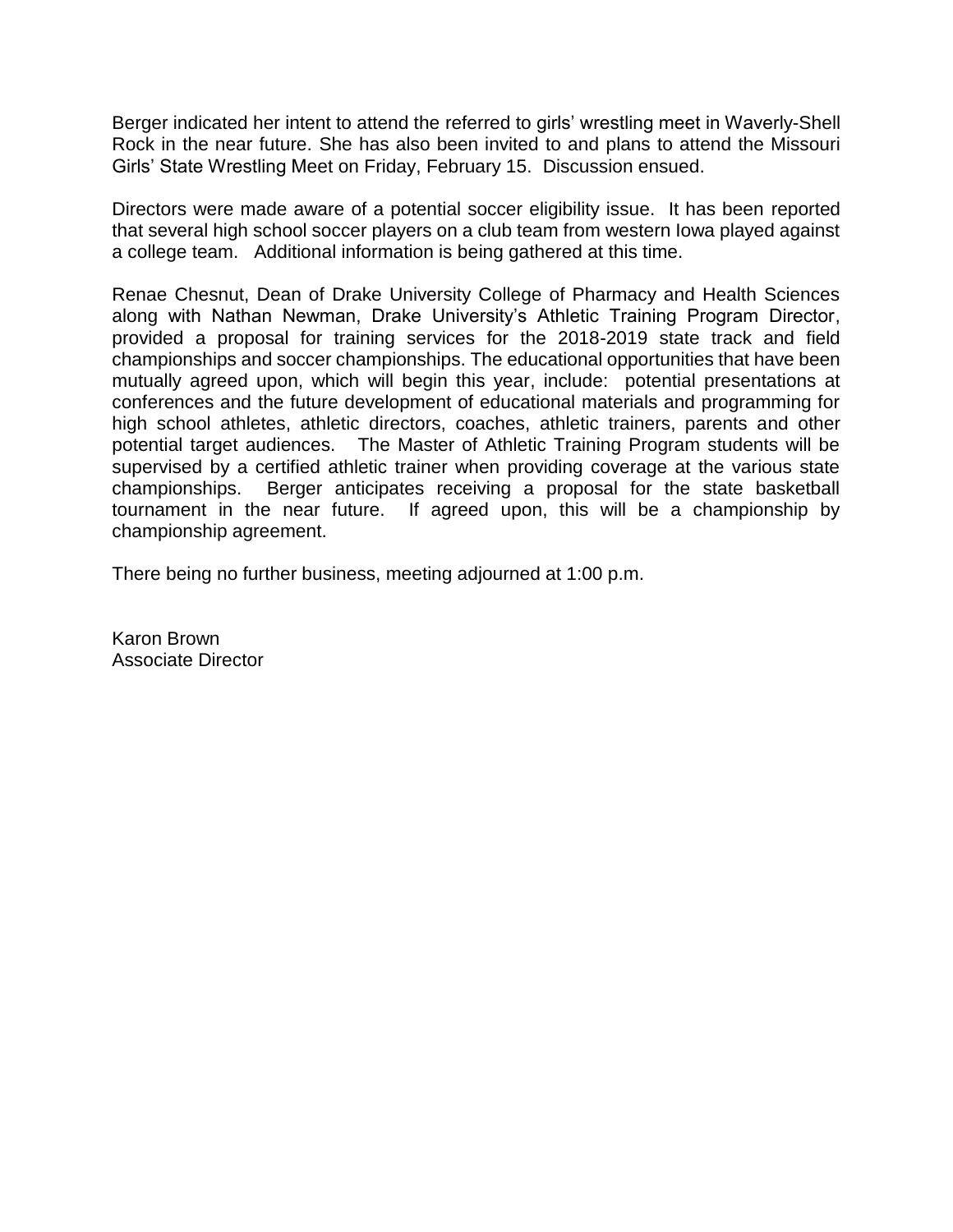Berger indicated her intent to attend the referred to girls' wrestling meet in Waverly-Shell Rock in the near future. She has also been invited to and plans to attend the Missouri Girls' State Wrestling Meet on Friday, February 15. Discussion ensued.

Directors were made aware of a potential soccer eligibility issue. It has been reported that several high school soccer players on a club team from western Iowa played against a college team. Additional information is being gathered at this time.

Renae Chesnut, Dean of Drake University College of Pharmacy and Health Sciences along with Nathan Newman, Drake University's Athletic Training Program Director, provided a proposal for training services for the 2018-2019 state track and field championships and soccer championships. The educational opportunities that have been mutually agreed upon, which will begin this year, include: potential presentations at conferences and the future development of educational materials and programming for high school athletes, athletic directors, coaches, athletic trainers, parents and other potential target audiences. The Master of Athletic Training Program students will be supervised by a certified athletic trainer when providing coverage at the various state championships. Berger anticipates receiving a proposal for the state basketball tournament in the near future. If agreed upon, this will be a championship by championship agreement.

There being no further business, meeting adjourned at 1:00 p.m.

Karon Brown
Associate Director